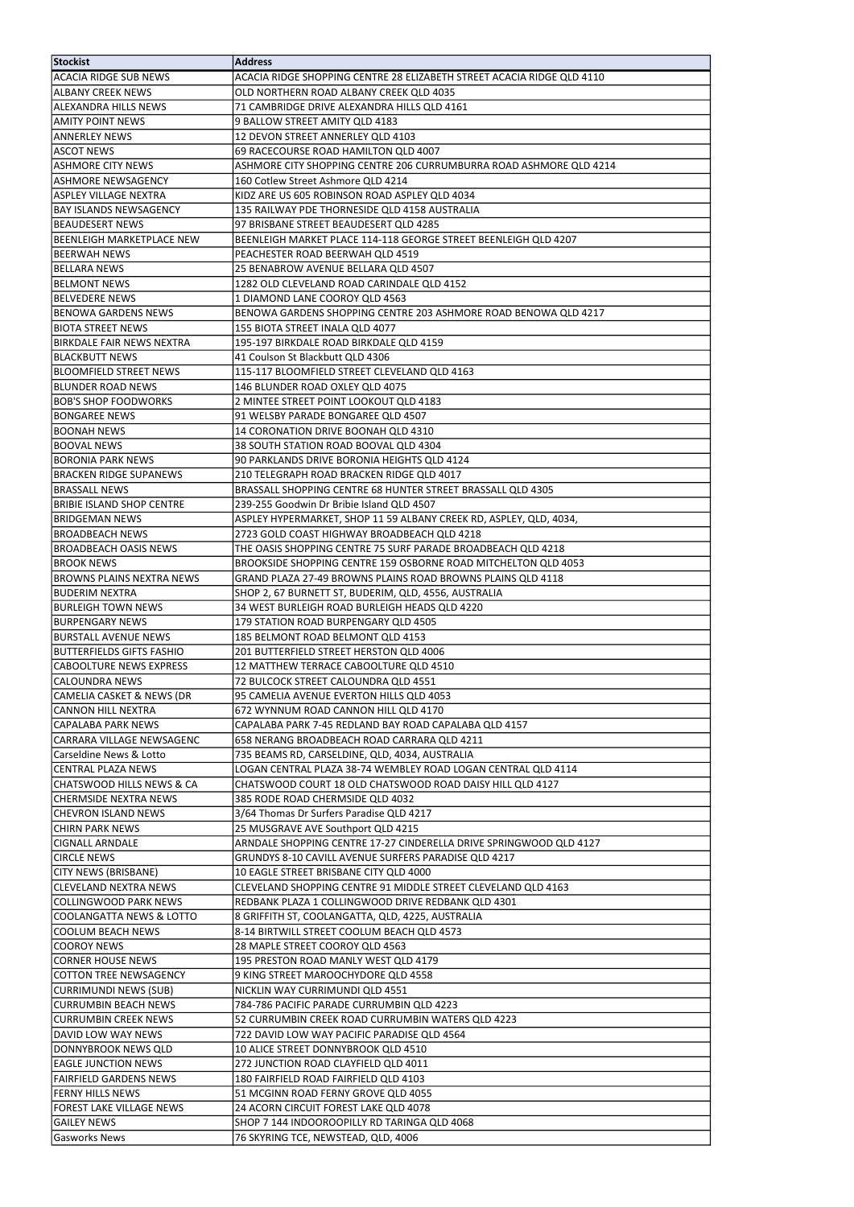| Stockist | Address |
|---|---|
| ACACIA RIDGE SUB NEWS | ACACIA RIDGE SHOPPING CENTRE 28 ELIZABETH STREET ACACIA RIDGE QLD 4110 |
| ALBANY CREEK NEWS | OLD NORTHERN ROAD ALBANY CREEK QLD 4035 |
| ALEXANDRA HILLS NEWS | 71 CAMBRIDGE DRIVE ALEXANDRA HILLS QLD 4161 |
| AMITY POINT NEWS | 9 BALLOW STREET AMITY QLD 4183 |
| ANNERLEY NEWS | 12 DEVON STREET ANNERLEY QLD 4103 |
| ASCOT NEWS | 69 RACECOURSE ROAD HAMILTON QLD 4007 |
| ASHMORE CITY NEWS | ASHMORE CITY SHOPPING CENTRE 206 CURRUMBURRA ROAD ASHMORE QLD 4214 |
| ASHMORE NEWSAGENCY | 160 Cotlew Street Ashmore QLD 4214 |
| ASPLEY VILLAGE NEXTRA | KIDZ ARE US 605 ROBINSON ROAD ASPLEY QLD 4034 |
| BAY ISLANDS NEWSAGENCY | 135 RAILWAY PDE THORNESIDE QLD 4158 AUSTRALIA |
| BEAUDESERT NEWS | 97 BRISBANE STREET BEAUDESERT QLD 4285 |
| BEENLEIGH MARKETPLACE NEW | BEENLEIGH MARKET PLACE 114-118 GEORGE STREET BEENLEIGH QLD 4207 |
| BEERWAH NEWS | PEACHESTER ROAD BEERWAH QLD 4519 |
| BELLARA NEWS | 25 BENABROW AVENUE BELLARA QLD 4507 |
| BELMONT NEWS | 1282 OLD CLEVELAND ROAD CARINDALE QLD 4152 |
| BELVEDERE NEWS | 1 DIAMOND LANE COOROY QLD 4563 |
| BENOWA GARDENS NEWS | BENOWA GARDENS SHOPPING CENTRE 203 ASHMORE ROAD BENOWA QLD 4217 |
| BIOTA STREET NEWS | 155 BIOTA STREET INALA QLD 4077 |
| BIRKDALE FAIR NEWS NEXTRA | 195-197 BIRKDALE ROAD BIRKDALE QLD 4159 |
| BLACKBUTT NEWS | 41 Coulson St Blackbutt QLD 4306 |
| BLOOMFIELD STREET NEWS | 115-117 BLOOMFIELD STREET CLEVELAND QLD 4163 |
| BLUNDER ROAD NEWS | 146 BLUNDER ROAD OXLEY QLD 4075 |
| BOB'S SHOP FOODWORKS | 2 MINTEE STREET POINT LOOKOUT QLD 4183 |
| BONGAREE NEWS | 91 WELSBY PARADE BONGAREE QLD 4507 |
| BOONAH NEWS | 14 CORONATION DRIVE BOONAH QLD 4310 |
| BOOVAL NEWS | 38 SOUTH STATION ROAD BOOVAL QLD 4304 |
| BORONIA PARK NEWS | 90 PARKLANDS DRIVE BORONIA HEIGHTS QLD 4124 |
| BRACKEN RIDGE SUPANEWS | 210 TELEGRAPH ROAD BRACKEN RIDGE QLD 4017 |
| BRASSALL NEWS | BRASSALL SHOPPING CENTRE 68 HUNTER STREET BRASSALL QLD 4305 |
| BRIBIE ISLAND SHOP CENTRE | 239-255 Goodwin Dr Bribie Island QLD 4507 |
| BRIDGEMAN NEWS | ASPLEY HYPERMARKET, SHOP 11 59 ALBANY CREEK RD, ASPLEY, QLD, 4034, |
| BROADBEACH NEWS | 2723 GOLD COAST HIGHWAY BROADBEACH QLD 4218 |
| BROADBEACH OASIS NEWS | THE OASIS SHOPPING CENTRE 75 SURF PARADE BROADBEACH QLD 4218 |
| BROOK NEWS | BROOKSIDE SHOPPING CENTRE 159 OSBORNE ROAD MITCHELTON QLD 4053 |
| BROWNS PLAINS NEXTRA NEWS | GRAND PLAZA 27-49 BROWNS PLAINS ROAD BROWNS PLAINS QLD 4118 |
| BUDERIM NEXTRA | SHOP 2, 67 BURNETT ST, BUDERIM, QLD, 4556, AUSTRALIA |
| BURLEIGH TOWN NEWS | 34 WEST BURLEIGH ROAD BURLEIGH HEADS QLD 4220 |
| BURPENGARY NEWS | 179 STATION ROAD BURPENGARY QLD 4505 |
| BURSTALL AVENUE NEWS | 185 BELMONT ROAD BELMONT QLD 4153 |
| BUTTERFIELDS GIFTS FASHIO | 201 BUTTERFIELD STREET HERSTON QLD 4006 |
| CABOOLTURE NEWS EXPRESS | 12 MATTHEW TERRACE CABOOLTURE QLD 4510 |
| CALOUNDRA NEWS | 72 BULCOCK STREET CALOUNDRA QLD 4551 |
| CAMELIA CASKET & NEWS (DR | 95 CAMELIA AVENUE EVERTON HILLS QLD 4053 |
| CANNON HILL NEXTRA | 672 WYNNUM ROAD CANNON HILL QLD 4170 |
| CAPALABA PARK NEWS | CAPALABA PARK 7-45 REDLAND BAY ROAD CAPALABA QLD 4157 |
| CARRARA VILLAGE NEWSAGENC | 658 NERANG BROADBEACH ROAD CARRARA QLD 4211 |
| Carseldine News & Lotto | 735 BEAMS RD, CARSELDINE, QLD, 4034, AUSTRALIA |
| CENTRAL PLAZA NEWS | LOGAN CENTRAL PLAZA 38-74 WEMBLEY ROAD LOGAN CENTRAL QLD 4114 |
| CHATSWOOD HILLS NEWS & CA | CHATSWOOD COURT 18 OLD CHATSWOOD ROAD DAISY HILL QLD 4127 |
| CHERMSIDE NEXTRA NEWS | 385 RODE ROAD CHERMSIDE QLD 4032 |
| CHEVRON ISLAND NEWS | 3/64 Thomas Dr Surfers Paradise QLD 4217 |
| CHIRN PARK NEWS | 25 MUSGRAVE AVE Southport QLD 4215 |
| CIGNALL ARNDALE | ARNDALE SHOPPING CENTRE 17-27 CINDERELLA DRIVE SPRINGWOOD QLD 4127 |
| CIRCLE NEWS | GRUNDYS 8-10 CAVILL AVENUE SURFERS PARADISE QLD 4217 |
| CITY NEWS (BRISBANE) | 10 EAGLE STREET BRISBANE CITY QLD 4000 |
| CLEVELAND NEXTRA NEWS | CLEVELAND SHOPPING CENTRE 91 MIDDLE STREET CLEVELAND QLD 4163 |
| COLLINGWOOD PARK NEWS | REDBANK PLAZA 1 COLLINGWOOD DRIVE REDBANK QLD 4301 |
| COOLANGATTA NEWS & LOTTO | 8 GRIFFITH ST, COOLANGATTA, QLD, 4225, AUSTRALIA |
| COOLUM BEACH NEWS | 8-14 BIRTWILL STREET COOLUM BEACH QLD 4573 |
| COOROY NEWS | 28 MAPLE STREET COOROY QLD 4563 |
| CORNER HOUSE NEWS | 195 PRESTON ROAD MANLY WEST QLD 4179 |
| COTTON TREE NEWSAGENCY | 9 KING STREET MAROOCHYDORE QLD 4558 |
| CURRIMUNDI NEWS (SUB) | NICKLIN WAY CURRIMUNDI QLD 4551 |
| CURRUMBIN BEACH NEWS | 784-786 PACIFIC PARADE CURRUMBIN QLD 4223 |
| CURRUMBIN CREEK NEWS | 52 CURRUMBIN CREEK ROAD CURRUMBIN WATERS QLD 4223 |
| DAVID LOW WAY NEWS | 722 DAVID LOW WAY PACIFIC PARADISE QLD 4564 |
| DONNYBROOK NEWS QLD | 10 ALICE STREET DONNYBROOK QLD 4510 |
| EAGLE JUNCTION NEWS | 272 JUNCTION ROAD CLAYFIELD QLD 4011 |
| FAIRFIELD GARDENS NEWS | 180 FAIRFIELD ROAD FAIRFIELD QLD 4103 |
| FERNY HILLS NEWS | 51 MCGINN ROAD FERNY GROVE QLD 4055 |
| FOREST LAKE VILLAGE NEWS | 24 ACORN CIRCUIT FOREST LAKE QLD 4078 |
| GAILEY NEWS | SHOP 7 144 INDOOROOPILLY RD TARINGA QLD 4068 |
| Gasworks News | 76 SKYRING TCE, NEWSTEAD, QLD, 4006 |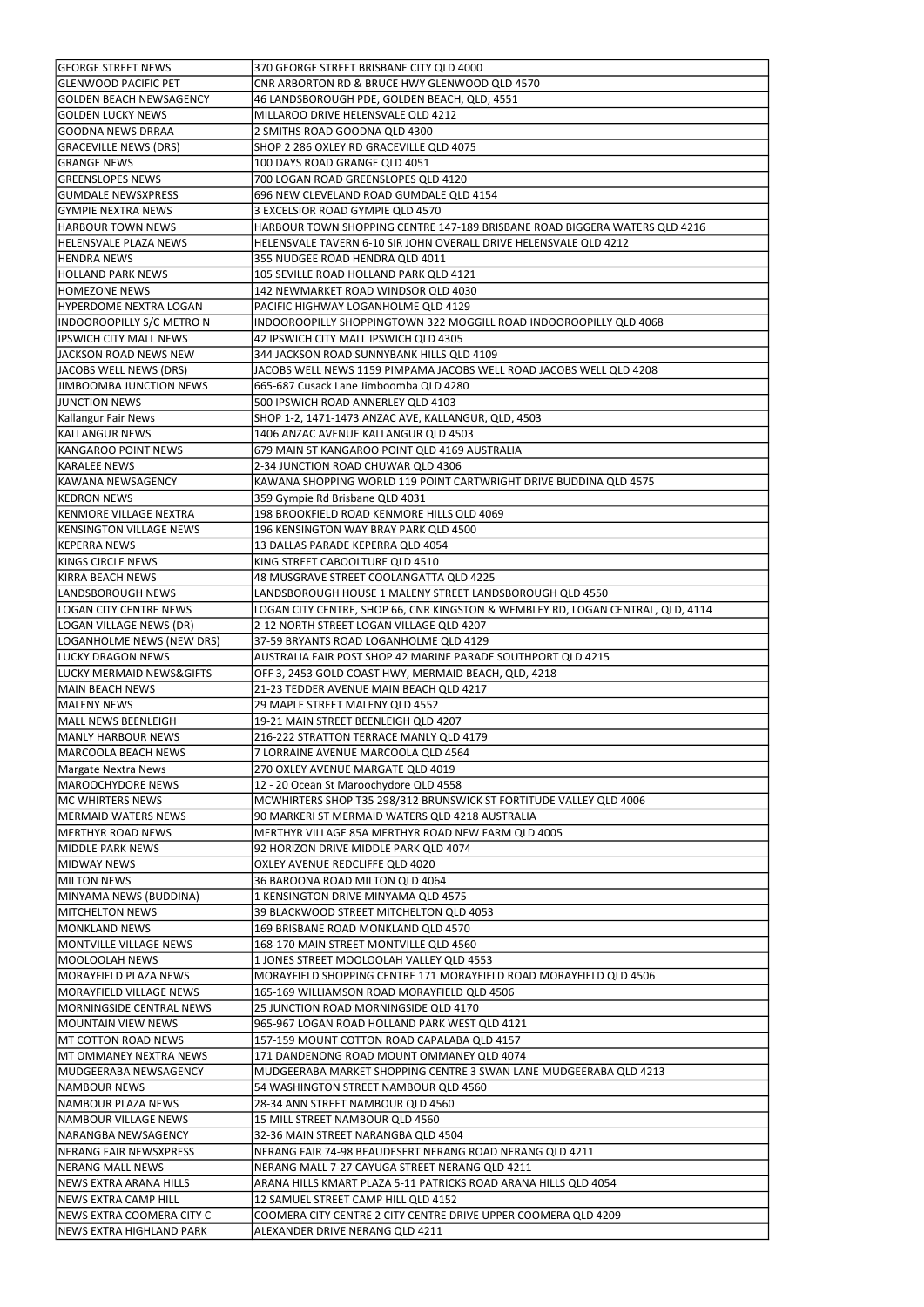| GEORGE STREET NEWS | 370 GEORGE STREET BRISBANE CITY QLD 4000 |
|---|---|
| GLENWOOD PACIFIC PET | CNR ARBORTON RD & BRUCE HWY GLENWOOD QLD 4570 |
| GOLDEN BEACH NEWSAGENCY | 46 LANDSBOROUGH PDE, GOLDEN BEACH, QLD, 4551 |
| GOLDEN LUCKY NEWS | MILLAROO DRIVE HELENSVALE QLD 4212 |
| GOODNA NEWS DRRAA | 2 SMITHS ROAD GOODNA QLD 4300 |
| GRACEVILLE NEWS (DRS) | SHOP 2 286 OXLEY RD GRACEVILLE QLD 4075 |
| GRANGE NEWS | 100 DAYS ROAD GRANGE QLD 4051 |
| GREENSLOPES NEWS | 700 LOGAN ROAD GREENSLOPES QLD 4120 |
| GUMDALE NEWSXPRESS | 696 NEW CLEVELAND ROAD GUMDALE QLD 4154 |
| GYMPIE NEXTRA NEWS | 3 EXCELSIOR ROAD GYMPIE QLD 4570 |
| HARBOUR TOWN NEWS | HARBOUR TOWN SHOPPING CENTRE 147-189 BRISBANE ROAD BIGGERA WATERS QLD 4216 |
| HELENSVALE PLAZA NEWS | HELENSVALE TAVERN 6-10 SIR JOHN OVERALL DRIVE HELENSVALE QLD 4212 |
| HENDRA NEWS | 355 NUDGEE ROAD HENDRA QLD 4011 |
| HOLLAND PARK NEWS | 105 SEVILLE ROAD HOLLAND PARK QLD 4121 |
| HOMEZONE NEWS | 142 NEWMARKET ROAD WINDSOR QLD 4030 |
| HYPERDOME NEXTRA LOGAN | PACIFIC HIGHWAY LOGANHOLME QLD 4129 |
| INDOOROOPILLY S/C METRO N | INDOOROOPILLY SHOPPINGTOWN 322 MOGGILL ROAD INDOOROOPILLY QLD 4068 |
| IPSWICH CITY MALL NEWS | 42 IPSWICH CITY MALL IPSWICH QLD 4305 |
| JACKSON ROAD NEWS NEW | 344 JACKSON ROAD SUNNYBANK HILLS QLD 4109 |
| JACOBS WELL NEWS (DRS) | JACOBS WELL NEWS 1159 PIMPAMA JACOBS WELL ROAD JACOBS WELL QLD 4208 |
| JIMBOOMBA JUNCTION NEWS | 665-687 Cusack Lane Jimboomba QLD 4280 |
| JUNCTION NEWS | 500 IPSWICH ROAD ANNERLEY QLD 4103 |
| Kallangur Fair News | SHOP 1-2, 1471-1473 ANZAC AVE, KALLANGUR, QLD, 4503 |
| KALLANGUR NEWS | 1406 ANZAC AVENUE KALLANGUR QLD 4503 |
| KANGAROO POINT NEWS | 679 MAIN ST KANGAROO POINT QLD 4169 AUSTRALIA |
| KARALEE NEWS | 2-34 JUNCTION ROAD CHUWAR QLD 4306 |
| KAWANA NEWSAGENCY | KAWANA SHOPPING WORLD 119 POINT CARTWRIGHT DRIVE BUDDINA QLD 4575 |
| KEDRON NEWS | 359 Gympie Rd Brisbane QLD 4031 |
| KENMORE VILLAGE NEXTRA | 198 BROOKFIELD ROAD KENMORE HILLS QLD 4069 |
| KENSINGTON VILLAGE NEWS | 196 KENSINGTON WAY BRAY PARK QLD 4500 |
| KEPERRA NEWS | 13 DALLAS PARADE KEPERRA QLD 4054 |
| KINGS CIRCLE NEWS | KING STREET CABOOLTURE QLD 4510 |
| KIRRA BEACH NEWS | 48 MUSGRAVE STREET COOLANGATTA QLD 4225 |
| LANDSBOROUGH NEWS | LANDSBOROUGH HOUSE 1 MALENY STREET LANDSBOROUGH QLD 4550 |
| LOGAN CITY CENTRE NEWS | LOGAN CITY CENTRE, SHOP 66, CNR KINGSTON & WEMBLEY RD, LOGAN CENTRAL, QLD, 4114 |
| LOGAN VILLAGE NEWS (DR) | 2-12 NORTH STREET LOGAN VILLAGE QLD 4207 |
| LOGANHOLME NEWS (NEW DRS) | 37-59 BRYANTS ROAD LOGANHOLME QLD 4129 |
| LUCKY DRAGON NEWS | AUSTRALIA FAIR POST SHOP 42 MARINE PARADE SOUTHPORT QLD 4215 |
| LUCKY MERMAID NEWS&GIFTS | OFF 3, 2453 GOLD COAST HWY, MERMAID BEACH, QLD, 4218 |
| MAIN BEACH NEWS | 21-23 TEDDER AVENUE MAIN BEACH QLD 4217 |
| MALENY NEWS | 29 MAPLE STREET MALENY QLD 4552 |
| MALL NEWS BEENLEIGH | 19-21 MAIN STREET BEENLEIGH QLD 4207 |
| MANLY HARBOUR NEWS | 216-222 STRATTON TERRACE MANLY QLD 4179 |
| MARCOOLA BEACH NEWS | 7 LORRAINE AVENUE MARCOOLA QLD 4564 |
| Margate Nextra News | 270 OXLEY AVENUE MARGATE QLD 4019 |
| MAROOCHYDORE NEWS | 12 - 20 Ocean St Maroochydore QLD 4558 |
| MC WHIRTERS NEWS | MCWHIRTERS SHOP T35 298/312 BRUNSWICK ST FORTITUDE VALLEY QLD 4006 |
| MERMAID WATERS NEWS | 90 MARKERI ST MERMAID WATERS QLD 4218 AUSTRALIA |
| MERTHYR ROAD NEWS | MERTHYR VILLAGE 85A MERTHYR ROAD NEW FARM QLD 4005 |
| MIDDLE PARK NEWS | 92 HORIZON DRIVE MIDDLE PARK QLD 4074 |
| MIDWAY NEWS | OXLEY AVENUE REDCLIFFE QLD 4020 |
| MILTON NEWS | 36 BAROONA ROAD MILTON QLD 4064 |
| MINYAMA NEWS (BUDDINA) | 1 KENSINGTON DRIVE MINYAMA QLD 4575 |
| MITCHELTON NEWS | 39 BLACKWOOD STREET MITCHELTON QLD 4053 |
| MONKLAND NEWS | 169 BRISBANE ROAD MONKLAND QLD 4570 |
| MONTVILLE VILLAGE NEWS | 168-170 MAIN STREET MONTVILLE QLD 4560 |
| MOOLOOLAH NEWS | 1 JONES STREET MOOLOOLAH VALLEY QLD 4553 |
| MORAYFIELD PLAZA NEWS | MORAYFIELD SHOPPING CENTRE 171 MORAYFIELD ROAD MORAYFIELD QLD 4506 |
| MORAYFIELD VILLAGE NEWS | 165-169 WILLIAMSON ROAD MORAYFIELD QLD 4506 |
| MORNINGSIDE CENTRAL NEWS | 25 JUNCTION ROAD MORNINGSIDE QLD 4170 |
| MOUNTAIN VIEW NEWS | 965-967 LOGAN ROAD HOLLAND PARK WEST QLD 4121 |
| MT COTTON ROAD NEWS | 157-159 MOUNT COTTON ROAD CAPALABA QLD 4157 |
| MT OMMANEY NEXTRA NEWS | 171 DANDENONG ROAD MOUNT OMMANEY QLD 4074 |
| MUDGEERABA NEWSAGENCY | MUDGEERABA MARKET SHOPPING CENTRE 3 SWAN LANE MUDGEERABA QLD 4213 |
| NAMBOUR NEWS | 54 WASHINGTON STREET NAMBOUR QLD 4560 |
| NAMBOUR PLAZA NEWS | 28-34 ANN STREET NAMBOUR QLD 4560 |
| NAMBOUR VILLAGE NEWS | 15 MILL STREET NAMBOUR QLD 4560 |
| NARANGBA NEWSAGENCY | 32-36 MAIN STREET NARANGBA QLD 4504 |
| NERANG FAIR NEWSXPRESS | NERANG FAIR 74-98 BEAUDESERT NERANG ROAD NERANG QLD 4211 |
| NERANG MALL NEWS | NERANG MALL 7-27 CAYUGA STREET NERANG QLD 4211 |
| NEWS EXTRA ARANA HILLS | ARANA HILLS KMART PLAZA 5-11 PATRICKS ROAD ARANA HILLS QLD 4054 |
| NEWS EXTRA CAMP HILL | 12 SAMUEL STREET CAMP HILL QLD 4152 |
| NEWS EXTRA COOMERA CITY C | COOMERA CITY CENTRE 2 CITY CENTRE DRIVE UPPER COOMERA QLD 4209 |
| NEWS EXTRA HIGHLAND PARK | ALEXANDER DRIVE NERANG QLD 4211 |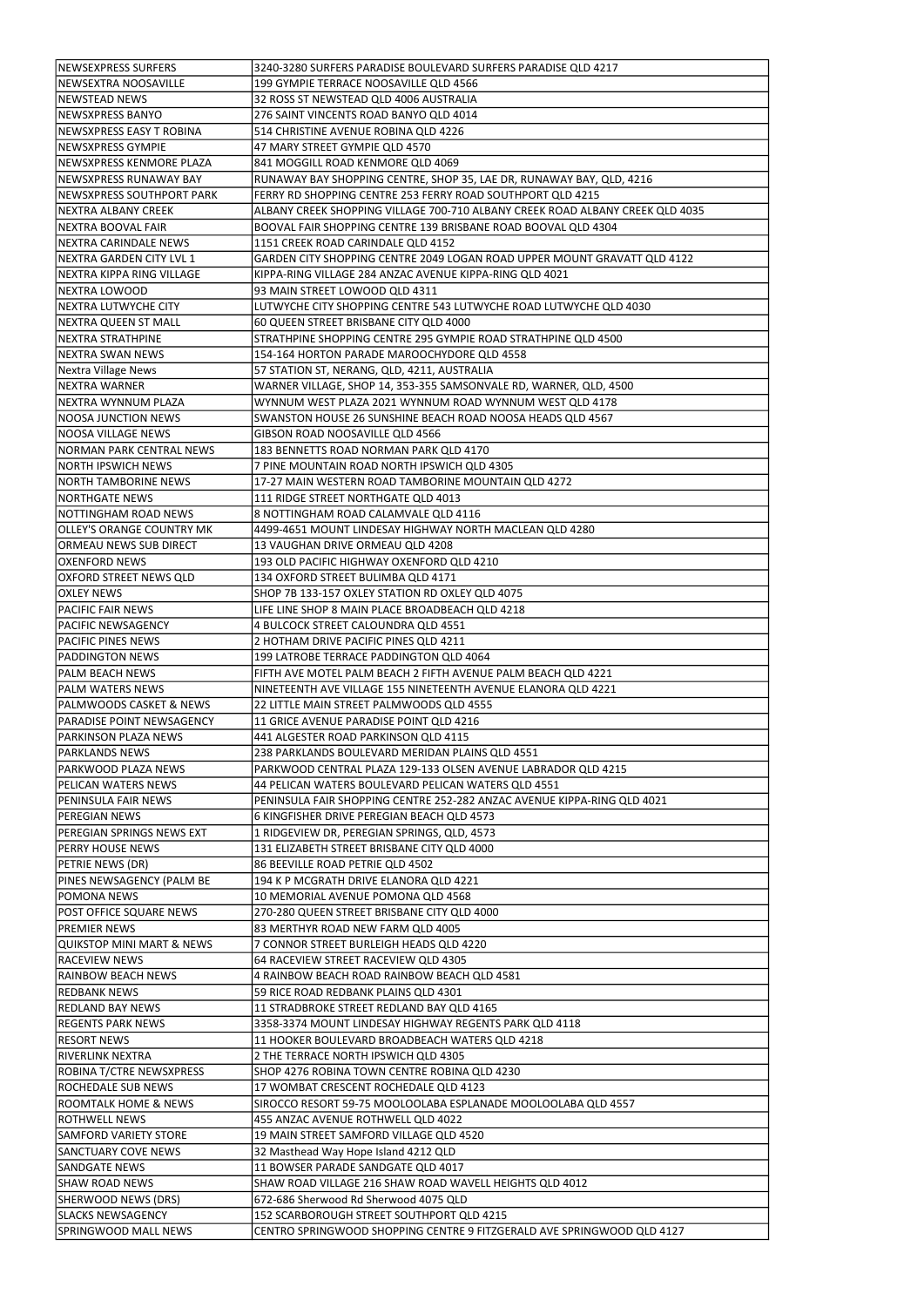| | |
|---|---|
| NEWSEXPRESS SURFERS | 3240-3280 SURFERS PARADISE BOULEVARD SURFERS PARADISE QLD 4217 |
| NEWSEXTRA NOOSAVILLE | 199 GYMPIE TERRACE NOOSAVILLE QLD 4566 |
| NEWSTEAD NEWS | 32 ROSS ST NEWSTEAD QLD 4006 AUSTRALIA |
| NEWSXPRESS BANYO | 276 SAINT VINCENTS ROAD BANYO QLD 4014 |
| NEWSXPRESS EASY T ROBINA | 514 CHRISTINE AVENUE ROBINA QLD 4226 |
| NEWSXPRESS GYMPIE | 47 MARY STREET GYMPIE QLD 4570 |
| NEWSXPRESS KENMORE PLAZA | 841 MOGGILL ROAD KENMORE QLD 4069 |
| NEWSXPRESS RUNAWAY BAY | RUNAWAY BAY SHOPPING CENTRE, SHOP 35, LAE DR, RUNAWAY BAY, QLD, 4216 |
| NEWSXPRESS SOUTHPORT PARK | FERRY RD SHOPPING CENTRE 253 FERRY ROAD SOUTHPORT QLD 4215 |
| NEXTRA ALBANY CREEK | ALBANY CREEK SHOPPING VILLAGE 700-710 ALBANY CREEK ROAD ALBANY CREEK QLD 4035 |
| NEXTRA BOOVAL FAIR | BOOVAL FAIR SHOPPING CENTRE 139 BRISBANE ROAD BOOVAL QLD 4304 |
| NEXTRA CARINDALE NEWS | 1151 CREEK ROAD CARINDALE QLD 4152 |
| NEXTRA GARDEN CITY LVL 1 | GARDEN CITY SHOPPING CENTRE 2049 LOGAN ROAD UPPER MOUNT GRAVATT QLD 4122 |
| NEXTRA KIPPA RING VILLAGE | KIPPA-RING VILLAGE 284 ANZAC AVENUE KIPPA-RING QLD 4021 |
| NEXTRA LOWOOD | 93 MAIN STREET LOWOOD QLD 4311 |
| NEXTRA LUTWYCHE CITY | LUTWYCHE CITY SHOPPING CENTRE 543 LUTWYCHE ROAD LUTWYCHE QLD 4030 |
| NEXTRA QUEEN ST MALL | 60 QUEEN STREET BRISBANE CITY QLD 4000 |
| NEXTRA STRATHPINE | STRATHPINE SHOPPING CENTRE 295 GYMPIE ROAD STRATHPINE QLD 4500 |
| NEXTRA SWAN NEWS | 154-164 HORTON PARADE MAROOCHYDORE QLD 4558 |
| Nextra Village News | 57 STATION ST, NERANG, QLD, 4211, AUSTRALIA |
| NEXTRA WARNER | WARNER VILLAGE, SHOP 14, 353-355 SAMSONVALE RD, WARNER, QLD, 4500 |
| NEXTRA WYNNUM PLAZA | WYNNUM WEST PLAZA 2021 WYNNUM ROAD WYNNUM WEST QLD 4178 |
| NOOSA JUNCTION NEWS | SWANSTON HOUSE 26 SUNSHINE BEACH ROAD NOOSA HEADS QLD 4567 |
| NOOSA VILLAGE NEWS | GIBSON ROAD NOOSAVILLE QLD 4566 |
| NORMAN PARK CENTRAL NEWS | 183 BENNETTS ROAD NORMAN PARK QLD 4170 |
| NORTH IPSWICH NEWS | 7 PINE MOUNTAIN ROAD NORTH IPSWICH QLD 4305 |
| NORTH TAMBORINE NEWS | 17-27 MAIN WESTERN ROAD TAMBORINE MOUNTAIN QLD 4272 |
| NORTHGATE NEWS | 111 RIDGE STREET NORTHGATE QLD 4013 |
| NOTTINGHAM ROAD NEWS | 8 NOTTINGHAM ROAD CALAMVALE QLD 4116 |
| OLLEY'S ORANGE COUNTRY MK | 4499-4651 MOUNT LINDESAY HIGHWAY NORTH MACLEAN QLD 4280 |
| ORMEAU NEWS SUB DIRECT | 13 VAUGHAN DRIVE ORMEAU QLD 4208 |
| OXENFORD NEWS | 193 OLD PACIFIC HIGHWAY OXENFORD QLD 4210 |
| OXFORD STREET NEWS QLD | 134 OXFORD STREET BULIMBA QLD 4171 |
| OXLEY NEWS | SHOP 7B 133-157 OXLEY STATION RD OXLEY QLD 4075 |
| PACIFIC FAIR NEWS | LIFE LINE SHOP 8 MAIN PLACE BROADBEACH QLD 4218 |
| PACIFIC NEWSAGENCY | 4 BULCOCK STREET CALOUNDRA QLD 4551 |
| PACIFIC PINES NEWS | 2 HOTHAM DRIVE PACIFIC PINES QLD 4211 |
| PADDINGTON NEWS | 199 LATROBE TERRACE PADDINGTON QLD 4064 |
| PALM BEACH NEWS | FIFTH AVE MOTEL PALM BEACH 2 FIFTH AVENUE PALM BEACH QLD 4221 |
| PALM WATERS NEWS | NINETEENTH AVE VILLAGE 155 NINETEENTH AVENUE ELANORA QLD 4221 |
| PALMWOODS CASKET & NEWS | 22 LITTLE MAIN STREET PALMWOODS QLD 4555 |
| PARADISE POINT NEWSAGENCY | 11 GRICE AVENUE PARADISE POINT QLD 4216 |
| PARKINSON PLAZA NEWS | 441 ALGESTER ROAD PARKINSON QLD 4115 |
| PARKLANDS NEWS | 238 PARKLANDS BOULEVARD MERIDAN PLAINS QLD 4551 |
| PARKWOOD PLAZA NEWS | PARKWOOD CENTRAL PLAZA 129-133 OLSEN AVENUE LABRADOR QLD 4215 |
| PELICAN WATERS NEWS | 44 PELICAN WATERS BOULEVARD PELICAN WATERS QLD 4551 |
| PENINSULA FAIR NEWS | PENINSULA FAIR SHOPPING CENTRE 252-282 ANZAC AVENUE KIPPA-RING QLD 4021 |
| PEREGIAN NEWS | 6 KINGFISHER DRIVE PEREGIAN BEACH QLD 4573 |
| PEREGIAN SPRINGS NEWS EXT | 1 RIDGEVIEW DR, PEREGIAN SPRINGS, QLD, 4573 |
| PERRY HOUSE NEWS | 131 ELIZABETH STREET BRISBANE CITY QLD 4000 |
| PETRIE NEWS (DR) | 86 BEEVILLE ROAD PETRIE QLD 4502 |
| PINES NEWSAGENCY (PALM BE | 194 K P MCGRATH DRIVE ELANORA QLD 4221 |
| POMONA NEWS | 10 MEMORIAL AVENUE POMONA QLD 4568 |
| POST OFFICE SQUARE NEWS | 270-280 QUEEN STREET BRISBANE CITY QLD 4000 |
| PREMIER NEWS | 83 MERTHYR ROAD NEW FARM QLD 4005 |
| QUIKSTOP MINI MART & NEWS | 7 CONNOR STREET BURLEIGH HEADS QLD 4220 |
| RACEVIEW NEWS | 64 RACEVIEW STREET RACEVIEW QLD 4305 |
| RAINBOW BEACH NEWS | 4 RAINBOW BEACH ROAD RAINBOW BEACH QLD 4581 |
| REDBANK NEWS | 59 RICE ROAD REDBANK PLAINS QLD 4301 |
| REDLAND BAY NEWS | 11 STRADBROKE STREET REDLAND BAY QLD 4165 |
| REGENTS PARK NEWS | 3358-3374 MOUNT LINDESAY HIGHWAY REGENTS PARK QLD 4118 |
| RESORT NEWS | 11 HOOKER BOULEVARD BROADBEACH WATERS QLD 4218 |
| RIVERLINK NEXTRA | 2 THE TERRACE NORTH IPSWICH QLD 4305 |
| ROBINA T/CTRE NEWSXPRESS | SHOP 4276 ROBINA TOWN CENTRE ROBINA QLD 4230 |
| ROCHEDALE SUB NEWS | 17 WOMBAT CRESCENT ROCHEDALE QLD 4123 |
| ROOMTALK HOME & NEWS | SIROCCO RESORT 59-75 MOOLOOLABA ESPLANADE MOOLOOLABA QLD 4557 |
| ROTHWELL NEWS | 455 ANZAC AVENUE ROTHWELL QLD 4022 |
| SAMFORD VARIETY STORE | 19 MAIN STREET SAMFORD VILLAGE QLD 4520 |
| SANCTUARY COVE NEWS | 32 Masthead Way Hope Island 4212 QLD |
| SANDGATE NEWS | 11 BOWSER PARADE SANDGATE QLD 4017 |
| SHAW ROAD NEWS | SHAW ROAD VILLAGE 216 SHAW ROAD WAVELL HEIGHTS QLD 4012 |
| SHERWOOD NEWS (DRS) | 672-686 Sherwood Rd Sherwood 4075 QLD |
| SLACKS NEWSAGENCY | 152 SCARBOROUGH STREET SOUTHPORT QLD 4215 |
| SPRINGWOOD MALL NEWS | CENTRO SPRINGWOOD SHOPPING CENTRE 9 FITZGERALD AVE SPRINGWOOD QLD 4127 |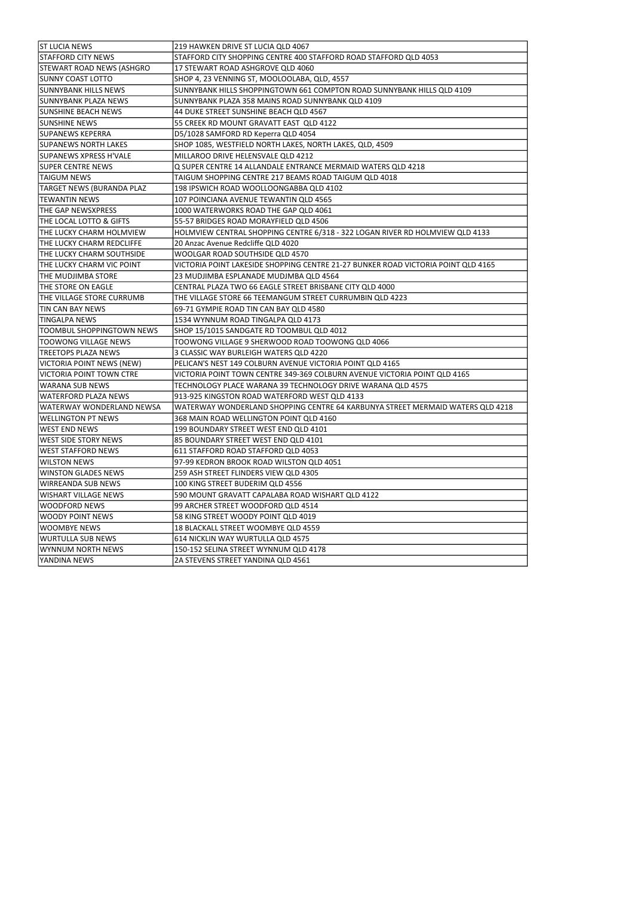| | |
|---|---|
| ST LUCIA NEWS | 219 HAWKEN DRIVE ST LUCIA QLD 4067 |
| STAFFORD CITY NEWS | STAFFORD CITY SHOPPING CENTRE 400 STAFFORD ROAD STAFFORD QLD 4053 |
| STEWART ROAD NEWS (ASHGRO | 17 STEWART ROAD ASHGROVE QLD 4060 |
| SUNNY COAST LOTTO | SHOP 4, 23 VENNING ST, MOOLOOLABA, QLD, 4557 |
| SUNNYBANK HILLS NEWS | SUNNYBANK HILLS SHOPPINGTOWN 661 COMPTON ROAD SUNNYBANK HILLS QLD 4109 |
| SUNNYBANK PLAZA NEWS | SUNNYBANK PLAZA 358 MAINS ROAD SUNNYBANK QLD 4109 |
| SUNSHINE BEACH NEWS | 44 DUKE STREET SUNSHINE BEACH QLD 4567 |
| SUNSHINE NEWS | 55 CREEK RD MOUNT GRAVATT EAST QLD 4122 |
| SUPANEWS KEPERRA | D5/1028 SAMFORD RD Keperra QLD 4054 |
| SUPANEWS NORTH LAKES | SHOP 1085, WESTFIELD NORTH LAKES, NORTH LAKES, QLD, 4509 |
| SUPANEWS XPRESS H'VALE | MILLAROO DRIVE HELENSVALE QLD 4212 |
| SUPER CENTRE NEWS | Q SUPER CENTRE 14 ALLANDALE ENTRANCE MERMAID WATERS QLD 4218 |
| TAIGUM NEWS | TAIGUM SHOPPING CENTRE 217 BEAMS ROAD TAIGUM QLD 4018 |
| TARGET NEWS (BURANDA PLAZ | 198 IPSWICH ROAD WOOLLOONGABBA QLD 4102 |
| TEWANTIN NEWS | 107 POINCIANA AVENUE TEWANTIN QLD 4565 |
| THE GAP NEWSXPRESS | 1000 WATERWORKS ROAD THE GAP QLD 4061 |
| THE LOCAL LOTTO & GIFTS | 55-57 BRIDGES ROAD MORAYFIELD QLD 4506 |
| THE LUCKY CHARM HOLMVIEW | HOLMVIEW CENTRAL SHOPPING CENTRE 6/318 - 322 LOGAN RIVER RD HOLMVIEW QLD 4133 |
| THE LUCKY CHARM REDCLIFFE | 20 Anzac Avenue Redcliffe QLD 4020 |
| THE LUCKY CHARM SOUTHSIDE | WOOLGAR ROAD SOUTHSIDE QLD 4570 |
| THE LUCKY CHARM VIC POINT | VICTORIA POINT LAKESIDE SHOPPING CENTRE 21-27 BUNKER ROAD VICTORIA POINT QLD 4165 |
| THE MUDJIMBA STORE | 23 MUDJIMBA ESPLANADE MUDJMBA QLD 4564 |
| THE STORE ON EAGLE | CENTRAL PLAZA TWO 66 EAGLE STREET BRISBANE CITY QLD 4000 |
| THE VILLAGE STORE CURRUMB | THE VILLAGE STORE 66 TEEMANGUM STREET CURRUMBIN QLD 4223 |
| TIN CAN BAY NEWS | 69-71 GYMPIE ROAD TIN CAN BAY QLD 4580 |
| TINGALPA NEWS | 1534 WYNNUM ROAD TINGALPA QLD 4173 |
| TOOMBUL SHOPPINGTOWN NEWS | SHOP 15/1015 SANDGATE RD TOOMBUL QLD 4012 |
| TOOWONG VILLAGE NEWS | TOOWONG VILLAGE 9 SHERWOOD ROAD TOOWONG QLD 4066 |
| TREETOPS PLAZA NEWS | 3 CLASSIC WAY BURLEIGH WATERS QLD 4220 |
| VICTORIA POINT NEWS (NEW) | PELICAN'S NEST 149 COLBURN AVENUE VICTORIA POINT QLD 4165 |
| VICTORIA POINT TOWN CTRE | VICTORIA POINT TOWN CENTRE 349-369 COLBURN AVENUE VICTORIA POINT QLD 4165 |
| WARANA SUB NEWS | TECHNOLOGY PLACE WARANA 39 TECHNOLOGY DRIVE WARANA QLD 4575 |
| WATERFORD PLAZA NEWS | 913-925 KINGSTON ROAD WATERFORD WEST QLD 4133 |
| WATERWAY WONDERLAND NEWSA | WATERWAY WONDERLAND SHOPPING CENTRE 64 KARBUNYA STREET MERMAID WATERS QLD 4218 |
| WELLINGTON PT NEWS | 368 MAIN ROAD WELLINGTON POINT QLD 4160 |
| WEST END NEWS | 199 BOUNDARY STREET WEST END QLD 4101 |
| WEST SIDE STORY NEWS | 85 BOUNDARY STREET WEST END QLD 4101 |
| WEST STAFFORD NEWS | 611 STAFFORD ROAD STAFFORD QLD 4053 |
| WILSTON NEWS | 97-99 KEDRON BROOK ROAD WILSTON QLD 4051 |
| WINSTON GLADES NEWS | 259 ASH STREET FLINDERS VIEW QLD 4305 |
| WIRREANDA SUB NEWS | 100 KING STREET BUDERIM QLD 4556 |
| WISHART VILLAGE NEWS | 590 MOUNT GRAVATT CAPALABA ROAD WISHART QLD 4122 |
| WOODFORD NEWS | 99 ARCHER STREET WOODFORD QLD 4514 |
| WOODY POINT NEWS | 58 KING STREET WOODY POINT QLD 4019 |
| WOOMBYE NEWS | 18 BLACKALL STREET WOOMBYE QLD 4559 |
| WURTULLA SUB NEWS | 614 NICKLIN WAY WURTULLA QLD 4575 |
| WYNNUM NORTH NEWS | 150-152 SELINA STREET WYNNUM QLD 4178 |
| YANDINA NEWS | 2A STEVENS STREET YANDINA QLD 4561 |